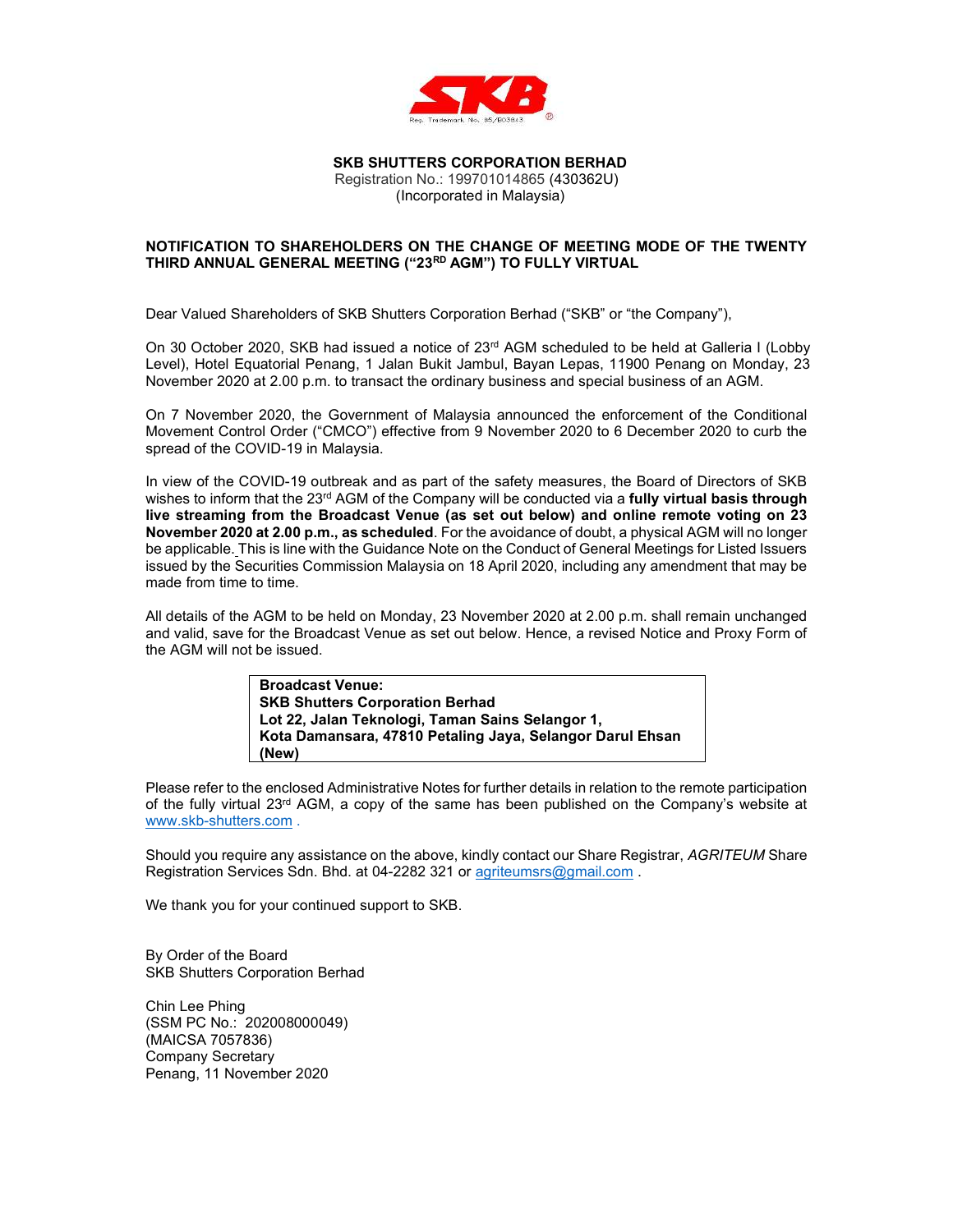**SKB SHUTTERS CORPORATION BERHAD**
Registration No.: 199701014865 (430362U)
(Incorporated in Malaysia)

## NOTIFICATION TO SHAREHOLDERS ON THE CHANGE OF MEETING MODE OF THE TWENTY THIRD ANNUAL GENERAL MEETING ("23RD AGM") TO FULLY VIRTUAL

Dear Valued Shareholders of SKB Shutters Corporation Berhad ("SKB" or "the Company"),

On 30 October 2020, SKB had issued a notice of 23rd AGM scheduled to be held at Galleria I (Lobby Level), Hotel Equatorial Penang, 1 Jalan Bukit Jambul, Bayan Lepas, 11900 Penang on Monday, 23 November 2020 at 2.00 p.m. to transact the ordinary business and special business of an AGM.

On 7 November 2020, the Government of Malaysia announced the enforcement of the Conditional Movement Control Order ("CMCO") effective from 9 November 2020 to 6 December 2020 to curb the spread of the COVID-19 in Malaysia.

In view of the COVID-19 outbreak and as part of the safety measures, the Board of Directors of SKB wishes to inform that the 23rd AGM of the Company will be conducted via a **fully virtual basis through live streaming from the Broadcast Venue (as set out below) and online remote voting on 23 November 2020 at 2.00 p.m., as scheduled**. For the avoidance of doubt, a physical AGM will no longer be applicable. This is line with the Guidance Note on the Conduct of General Meetings for Listed Issuers issued by the Securities Commission Malaysia on 18 April 2020, including any amendment that may be made from time to time.

All details of the AGM to be held on Monday, 23 November 2020 at 2.00 p.m. shall remain unchanged and valid, save for the Broadcast Venue as set out below. Hence, a revised Notice and Proxy Form of the AGM will not be issued.

| **Broadcast Venue:** |
|---|
| **SKB Shutters Corporation Berhad** |
| **Lot 22, Jalan Teknologi, Taman Sains Selangor 1,** |
| **Kota Damansara, 47810 Petaling Jaya, Selangor Darul Ehsan** |
| **(New)** |

Please refer to the enclosed Administrative Notes for further details in relation to the remote participation of the fully virtual 23rd AGM, a copy of the same has been published on the Company's website at www.skb-shutters.com .

Should you require any assistance on the above, kindly contact our Share Registrar, *AGRITEUM* Share Registration Services Sdn. Bhd. at 04-2282 321 or agriteumsrs@gmail.com .

We thank you for your continued support to SKB.

By Order of the Board
SKB Shutters Corporation Berhad

Chin Lee Phing
(SSM PC No.: 202008000049)
(MAICSA 7057836)
Company Secretary
Penang, 11 November 2020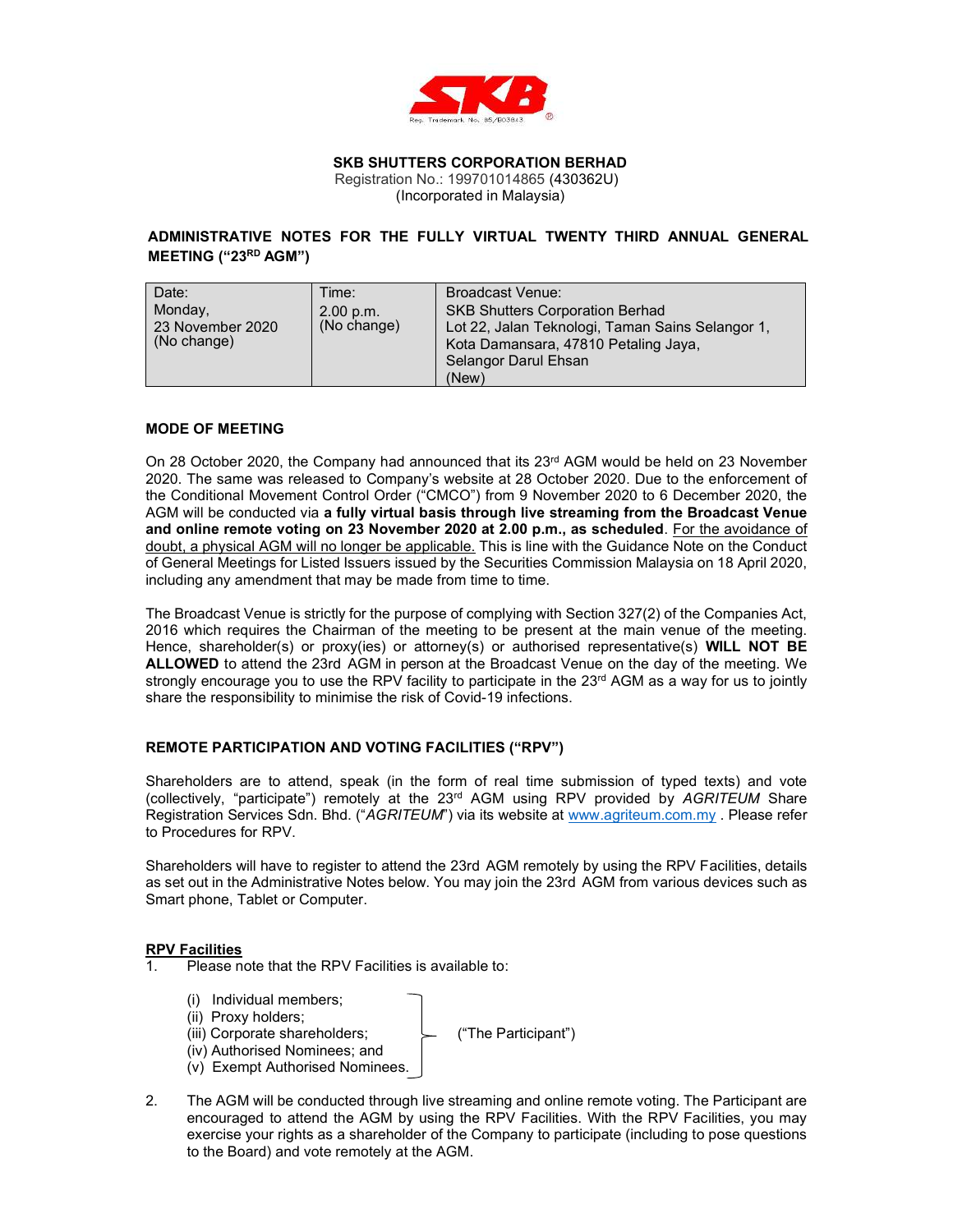**SKB SHUTTERS CORPORATION BERHAD**
Registration No.: 199701014865 (430362U)
(Incorporated in Malaysia)

## ADMINISTRATIVE NOTES FOR THE FULLY VIRTUAL TWENTY THIRD ANNUAL GENERAL MEETING ("23RD AGM")

| Date: Monday, 23 November 2020 (No change) | Time: 2.00 p.m. (No change) | Broadcast Venue: SKB Shutters Corporation Berhad Lot 22, Jalan Teknologi, Taman Sains Selangor 1, Kota Damansara, 47810 Petaling Jaya, Selangor Darul Ehsan (New) |
|---|---|---|

### MODE OF MEETING

On 28 October 2020, the Company had announced that its 23rd AGM would be held on 23 November 2020. The same was released to Company's website at 28 October 2020. Due to the enforcement of the Conditional Movement Control Order ("CMCO") from 9 November 2020 to 6 December 2020, the AGM will be conducted via **a fully virtual basis through live streaming from the Broadcast Venue and online remote voting on 23 November 2020 at 2.00 p.m., as scheduled**. For the avoidance of doubt, a physical AGM will no longer be applicable. This is line with the Guidance Note on the Conduct of General Meetings for Listed Issuers issued by the Securities Commission Malaysia on 18 April 2020, including any amendment that may be made from time to time.

The Broadcast Venue is strictly for the purpose of complying with Section 327(2) of the Companies Act, 2016 which requires the Chairman of the meeting to be present at the main venue of the meeting. Hence, shareholder(s) or proxy(ies) or attorney(s) or authorised representative(s) **WILL NOT BE ALLOWED** to attend the 23rd AGM in person at the Broadcast Venue on the day of the meeting. We strongly encourage you to use the RPV facility to participate in the 23rd AGM as a way for us to jointly share the responsibility to minimise the risk of Covid-19 infections.

### REMOTE PARTICIPATION AND VOTING FACILITIES ("RPV")

Shareholders are to attend, speak (in the form of real time submission of typed texts) and vote (collectively, "participate") remotely at the 23rd AGM using RPV provided by *AGRITEUM* Share Registration Services Sdn. Bhd. ("*AGRITEUM*") via its website at www.agriteum.com.my . Please refer to Procedures for RPV.

Shareholders will have to register to attend the 23rd AGM remotely by using the RPV Facilities, details as set out in the Administrative Notes below. You may join the 23rd AGM from various devices such as Smart phone, Tablet or Computer.

**RPV Facilities**

1. Please note that the RPV Facilities is available to:

   (i) Individual members;
   (ii) Proxy holders;
   (iii) Corporate shareholders;
   (iv) Authorised Nominees; and
   (v) Exempt Authorised Nominees.

   ("The Participant")

2. The AGM will be conducted through live streaming and online remote voting. The Participant are encouraged to attend the AGM by using the RPV Facilities. With the RPV Facilities, you may exercise your rights as a shareholder of the Company to participate (including to pose questions to the Board) and vote remotely at the AGM.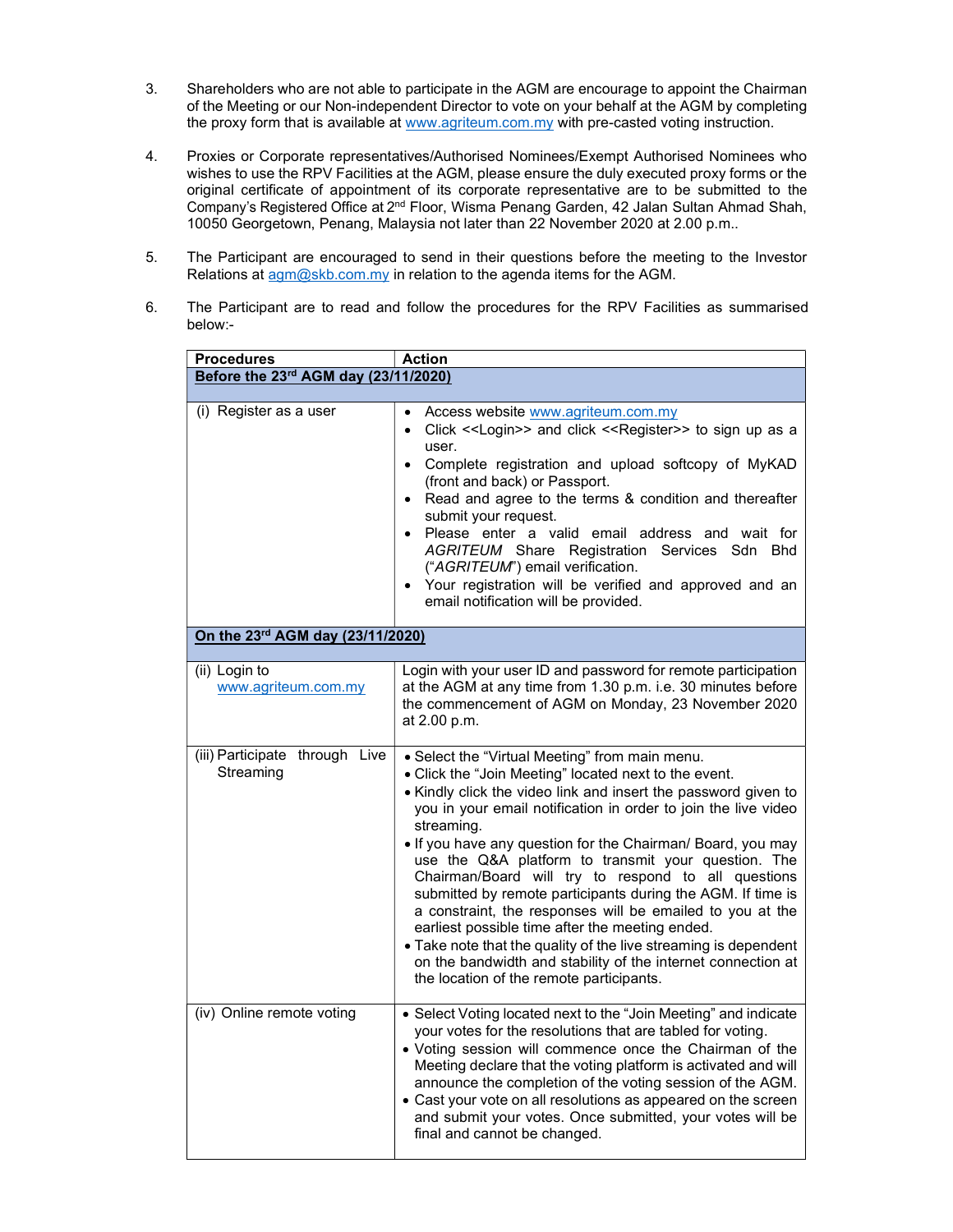3. Shareholders who are not able to participate in the AGM are encourage to appoint the Chairman of the Meeting or our Non-independent Director to vote on your behalf at the AGM by completing the proxy form that is available at www.agriteum.com.my with pre-casted voting instruction.

4. Proxies or Corporate representatives/Authorised Nominees/Exempt Authorised Nominees who wishes to use the RPV Facilities at the AGM, please ensure the duly executed proxy forms or the original certificate of appointment of its corporate representative are to be submitted to the Company's Registered Office at 2nd Floor, Wisma Penang Garden, 42 Jalan Sultan Ahmad Shah, 10050 Georgetown, Penang, Malaysia not later than 22 November 2020 at 2.00 p.m..

5. The Participant are encouraged to send in their questions before the meeting to the Investor Relations at agm@skb.com.my in relation to the agenda items for the AGM.

6. The Participant are to read and follow the procedures for the RPV Facilities as summarised below:-

| Procedures | Action |
|---|---|
| **Before the 23rd AGM day (23/11/2020)** | |
| (i) Register as a user | • Access website www.agriteum.com.my<br>• Click <<Login>> and click <<Register>> to sign up as a user.<br>• Complete registration and upload softcopy of MyKAD (front and back) or Passport.<br>• Read and agree to the terms & condition and thereafter submit your request.<br>• Please enter a valid email address and wait for *AGRITEUM* Share Registration Services Sdn Bhd ("*AGRITEUM*") email verification.<br>• Your registration will be verified and approved and an email notification will be provided. |
| **On the 23rd AGM day (23/11/2020)** | |
| (ii) Login to www.agriteum.com.my | Login with your user ID and password for remote participation at the AGM at any time from 1.30 p.m. i.e. 30 minutes before the commencement of AGM on Monday, 23 November 2020 at 2.00 p.m. |
| (iii) Participate through Live Streaming | • Select the "Virtual Meeting" from main menu.<br>• Click the "Join Meeting" located next to the event.<br>• Kindly click the video link and insert the password given to you in your email notification in order to join the live video streaming.<br>• If you have any question for the Chairman/ Board, you may use the Q&A platform to transmit your question. The Chairman/Board will try to respond to all questions submitted by remote participants during the AGM. If time is a constraint, the responses will be emailed to you at the earliest possible time after the meeting ended.<br>• Take note that the quality of the live streaming is dependent on the bandwidth and stability of the internet connection at the location of the remote participants. |
| (iv) Online remote voting | • Select Voting located next to the "Join Meeting" and indicate your votes for the resolutions that are tabled for voting.<br>• Voting session will commence once the Chairman of the Meeting declare that the voting platform is activated and will announce the completion of the voting session of the AGM.<br>• Cast your vote on all resolutions as appeared on the screen and submit your votes. Once submitted, your votes will be final and cannot be changed. |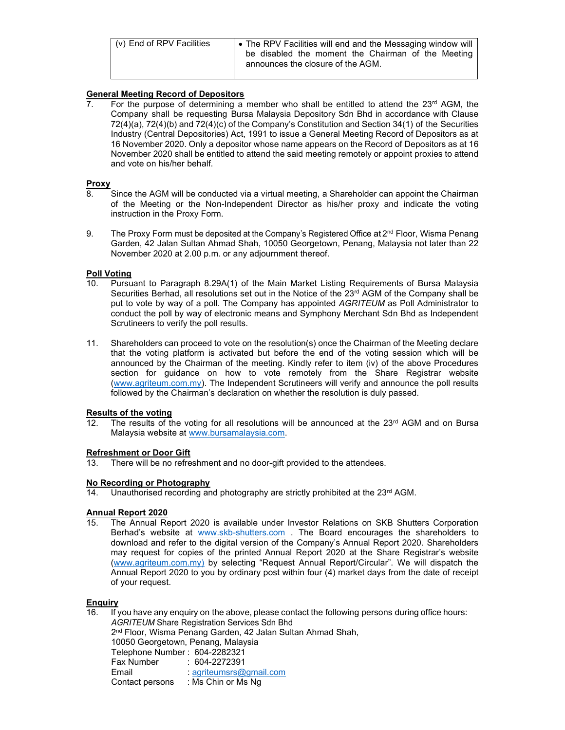| | |
|---|---|
| (v) End of RPV Facilities | • The RPV Facilities will end and the Messaging window will be disabled the moment the Chairman of the Meeting announces the closure of the AGM. |

**General Meeting Record of Depositors**

7. For the purpose of determining a member who shall be entitled to attend the 23rd AGM, the Company shall be requesting Bursa Malaysia Depository Sdn Bhd in accordance with Clause 72(4)(a), 72(4)(b) and 72(4)(c) of the Company's Constitution and Section 34(1) of the Securities Industry (Central Depositories) Act, 1991 to issue a General Meeting Record of Depositors as at 16 November 2020. Only a depositor whose name appears on the Record of Depositors as at 16 November 2020 shall be entitled to attend the said meeting remotely or appoint proxies to attend and vote on his/her behalf.

**Proxy**

8. Since the AGM will be conducted via a virtual meeting, a Shareholder can appoint the Chairman of the Meeting or the Non-Independent Director as his/her proxy and indicate the voting instruction in the Proxy Form.

9. The Proxy Form must be deposited at the Company's Registered Office at 2nd Floor, Wisma Penang Garden, 42 Jalan Sultan Ahmad Shah, 10050 Georgetown, Penang, Malaysia not later than 22 November 2020 at 2.00 p.m. or any adjournment thereof.

**Poll Voting**

10. Pursuant to Paragraph 8.29A(1) of the Main Market Listing Requirements of Bursa Malaysia Securities Berhad, all resolutions set out in the Notice of the 23rd AGM of the Company shall be put to vote by way of a poll. The Company has appointed *AGRITEUM* as Poll Administrator to conduct the poll by way of electronic means and Symphony Merchant Sdn Bhd as Independent Scrutineers to verify the poll results.

11. Shareholders can proceed to vote on the resolution(s) once the Chairman of the Meeting declare that the voting platform is activated but before the end of the voting session which will be announced by the Chairman of the meeting. Kindly refer to item (iv) of the above Procedures section for guidance on how to vote remotely from the Share Registrar website (www.agriteum.com.my). The Independent Scrutineers will verify and announce the poll results followed by the Chairman's declaration on whether the resolution is duly passed.

**Results of the voting**

12. The results of the voting for all resolutions will be announced at the 23rd AGM and on Bursa Malaysia website at www.bursamalaysia.com.

**Refreshment or Door Gift**

13. There will be no refreshment and no door-gift provided to the attendees.

**No Recording or Photography**

14. Unauthorised recording and photography are strictly prohibited at the 23rd AGM.

**Annual Report 2020**

15. The Annual Report 2020 is available under Investor Relations on SKB Shutters Corporation Berhad's website at www.skb-shutters.com . The Board encourages the shareholders to download and refer to the digital version of the Company's Annual Report 2020. Shareholders may request for copies of the printed Annual Report 2020 at the Share Registrar's website (www.agriteum.com.my) by selecting "Request Annual Report/Circular". We will dispatch the Annual Report 2020 to you by ordinary post within four (4) market days from the date of receipt of your request.

**Enquiry**

16. If you have any enquiry on the above, please contact the following persons during office hours:
*AGRITEUM* Share Registration Services Sdn Bhd
2nd Floor, Wisma Penang Garden, 42 Jalan Sultan Ahmad Shah,
10050 Georgetown, Penang, Malaysia
Telephone Number : 604-2282321
Fax Number : 604-2272391
Email : agriteumsrs@gmail.com
Contact persons : Ms Chin or Ms Ng